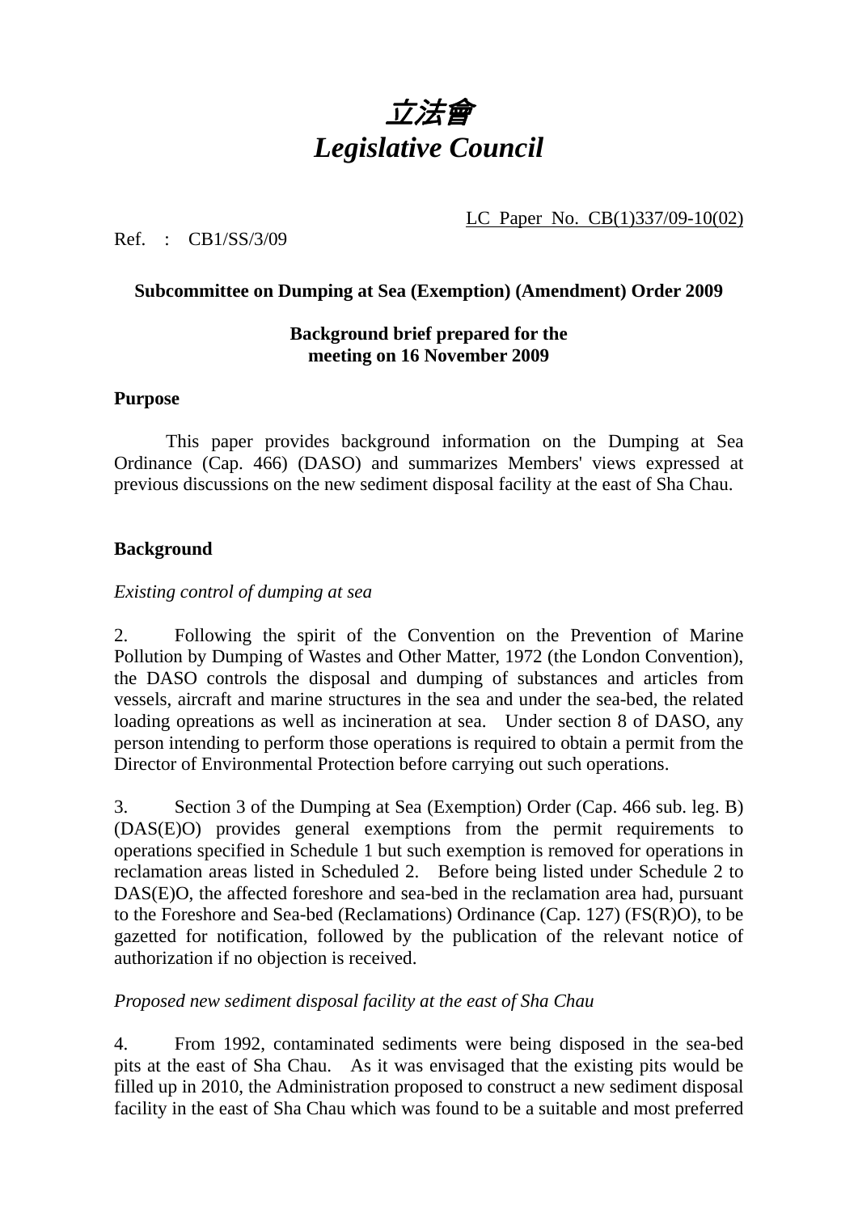# *立法會*
# *Legislative Council*

LC Paper No. CB(1)337/09-10(02)

Ref. : CB1/SS/3/09

**Subcommittee on Dumping at Sea (Exemption) (Amendment) Order 2009**

**Background brief prepared for the meeting on 16 November 2009**

**Purpose**

This paper provides background information on the Dumping at Sea Ordinance (Cap. 466) (DASO) and summarizes Members' views expressed at previous discussions on the new sediment disposal facility at the east of Sha Chau.

**Background**

*Existing control of dumping at sea*

2. Following the spirit of the Convention on the Prevention of Marine Pollution by Dumping of Wastes and Other Matter, 1972 (the London Convention), the DASO controls the disposal and dumping of substances and articles from vessels, aircraft and marine structures in the sea and under the sea-bed, the related loading opreations as well as incineration at sea. Under section 8 of DASO, any person intending to perform those operations is required to obtain a permit from the Director of Environmental Protection before carrying out such operations.

3. Section 3 of the Dumping at Sea (Exemption) Order (Cap. 466 sub. leg. B) (DAS(E)O) provides general exemptions from the permit requirements to operations specified in Schedule 1 but such exemption is removed for operations in reclamation areas listed in Scheduled 2. Before being listed under Schedule 2 to DAS(E)O, the affected foreshore and sea-bed in the reclamation area had, pursuant to the Foreshore and Sea-bed (Reclamations) Ordinance (Cap. 127) (FS(R)O), to be gazetted for notification, followed by the publication of the relevant notice of authorization if no objection is received.

*Proposed new sediment disposal facility at the east of Sha Chau*

4. From 1992, contaminated sediments were being disposed in the sea-bed pits at the east of Sha Chau. As it was envisaged that the existing pits would be filled up in 2010, the Administration proposed to construct a new sediment disposal facility in the east of Sha Chau which was found to be a suitable and most preferred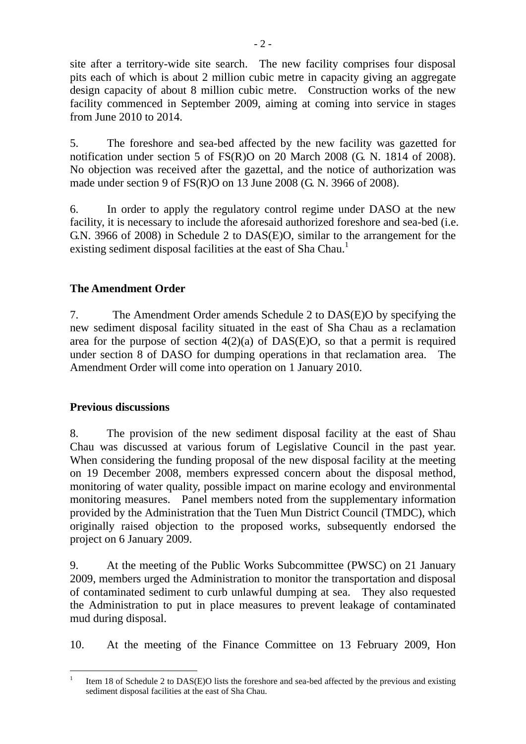site after a territory-wide site search. The new facility comprises four disposal pits each of which is about 2 million cubic metre in capacity giving an aggregate design capacity of about 8 million cubic metre. Construction works of the new facility commenced in September 2009, aiming at coming into service in stages from June 2010 to 2014.

5. The foreshore and sea-bed affected by the new facility was gazetted for notification under section 5 of FS(R)O on 20 March 2008 (G. N. 1814 of 2008). No objection was received after the gazettal, and the notice of authorization was made under section 9 of FS(R)O on 13 June 2008 (G. N. 3966 of 2008).

6. In order to apply the regulatory control regime under DASO at the new facility, it is necessary to include the aforesaid authorized foreshore and sea-bed (i.e. G.N. 3966 of 2008) in Schedule 2 to DAS(E)O, similar to the arrangement for the existing sediment disposal facilities at the east of Sha Chau.[1]

## The Amendment Order

7. The Amendment Order amends Schedule 2 to DAS(E)O by specifying the new sediment disposal facility situated in the east of Sha Chau as a reclamation area for the purpose of section 4(2)(a) of DAS(E)O, so that a permit is required under section 8 of DASO for dumping operations in that reclamation area. The Amendment Order will come into operation on 1 January 2010.

## Previous discussions

8. The provision of the new sediment disposal facility at the east of Shau Chau was discussed at various forum of Legislative Council in the past year. When considering the funding proposal of the new disposal facility at the meeting on 19 December 2008, members expressed concern about the disposal method, monitoring of water quality, possible impact on marine ecology and environmental monitoring measures. Panel members noted from the supplementary information provided by the Administration that the Tuen Mun District Council (TMDC), which originally raised objection to the proposed works, subsequently endorsed the project on 6 January 2009.

9. At the meeting of the Public Works Subcommittee (PWSC) on 21 January 2009, members urged the Administration to monitor the transportation and disposal of contaminated sediment to curb unlawful dumping at sea. They also requested the Administration to put in place measures to prevent leakage of contaminated mud during disposal.

10. At the meeting of the Finance Committee on 13 February 2009, Hon

[1] Item 18 of Schedule 2 to DAS(E)O lists the foreshore and sea-bed affected by the previous and existing sediment disposal facilities at the east of Sha Chau.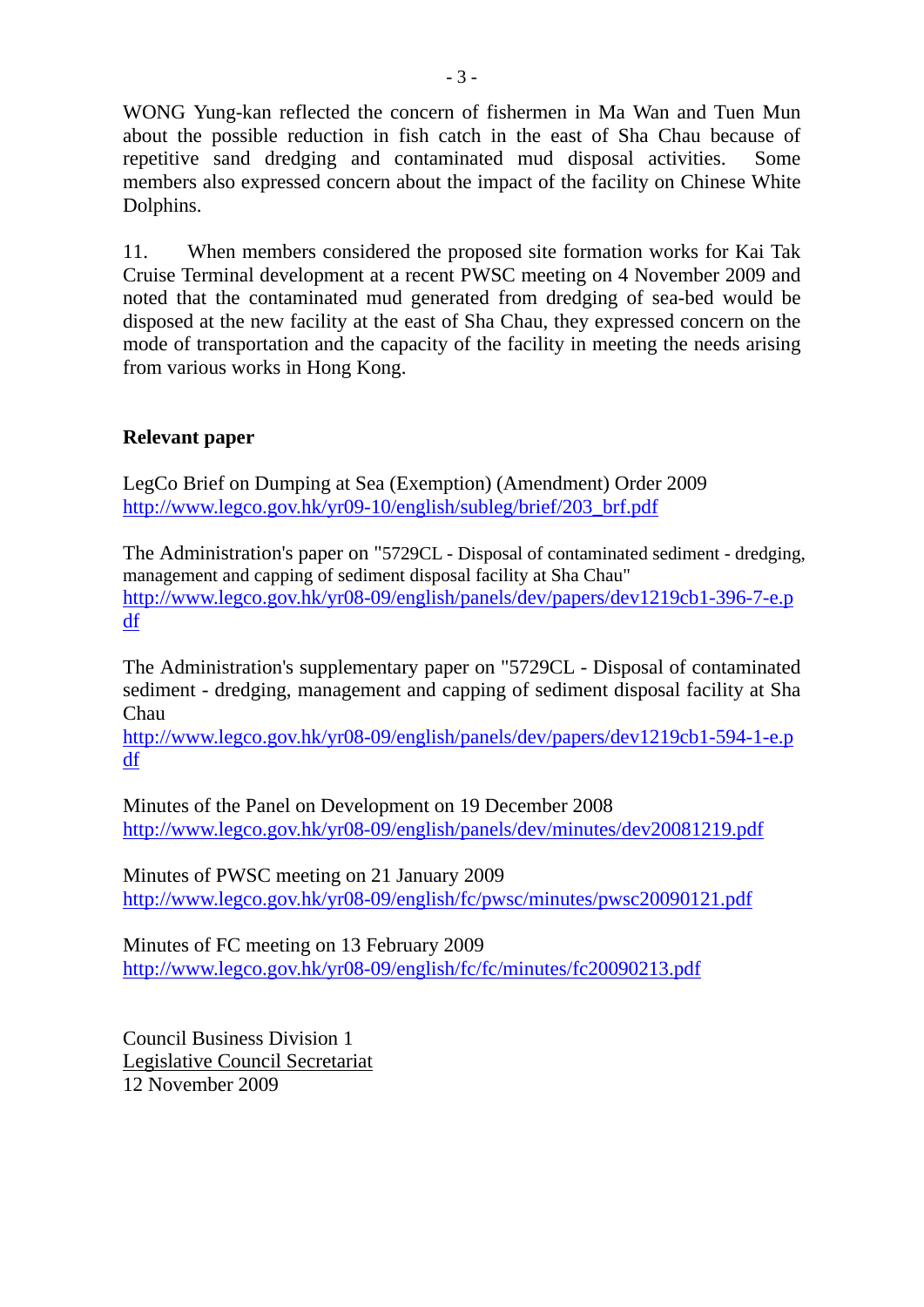WONG Yung-kan reflected the concern of fishermen in Ma Wan and Tuen Mun about the possible reduction in fish catch in the east of Sha Chau because of repetitive sand dredging and contaminated mud disposal activities. Some members also expressed concern about the impact of the facility on Chinese White Dolphins.

11. When members considered the proposed site formation works for Kai Tak Cruise Terminal development at a recent PWSC meeting on 4 November 2009 and noted that the contaminated mud generated from dredging of sea-bed would be disposed at the new facility at the east of Sha Chau, they expressed concern on the mode of transportation and the capacity of the facility in meeting the needs arising from various works in Hong Kong.

**Relevant paper**

LegCo Brief on Dumping at Sea (Exemption) (Amendment) Order 2009
http://www.legco.gov.hk/yr09-10/english/subleg/brief/203_brf.pdf

The Administration's paper on "5729CL - Disposal of contaminated sediment - dredging, management and capping of sediment disposal facility at Sha Chau"
http://www.legco.gov.hk/yr08-09/english/panels/dev/papers/dev1219cb1-396-7-e.pdf

The Administration's supplementary paper on "5729CL - Disposal of contaminated sediment - dredging, management and capping of sediment disposal facility at Sha Chau
http://www.legco.gov.hk/yr08-09/english/panels/dev/papers/dev1219cb1-594-1-e.pdf

Minutes of the Panel on Development on 19 December 2008
http://www.legco.gov.hk/yr08-09/english/panels/dev/minutes/dev20081219.pdf

Minutes of PWSC meeting on 21 January 2009
http://www.legco.gov.hk/yr08-09/english/fc/pwsc/minutes/pwsc20090121.pdf

Minutes of FC meeting on 13 February 2009
http://www.legco.gov.hk/yr08-09/english/fc/fc/minutes/fc20090213.pdf

Council Business Division 1
Legislative Council Secretariat
12 November 2009